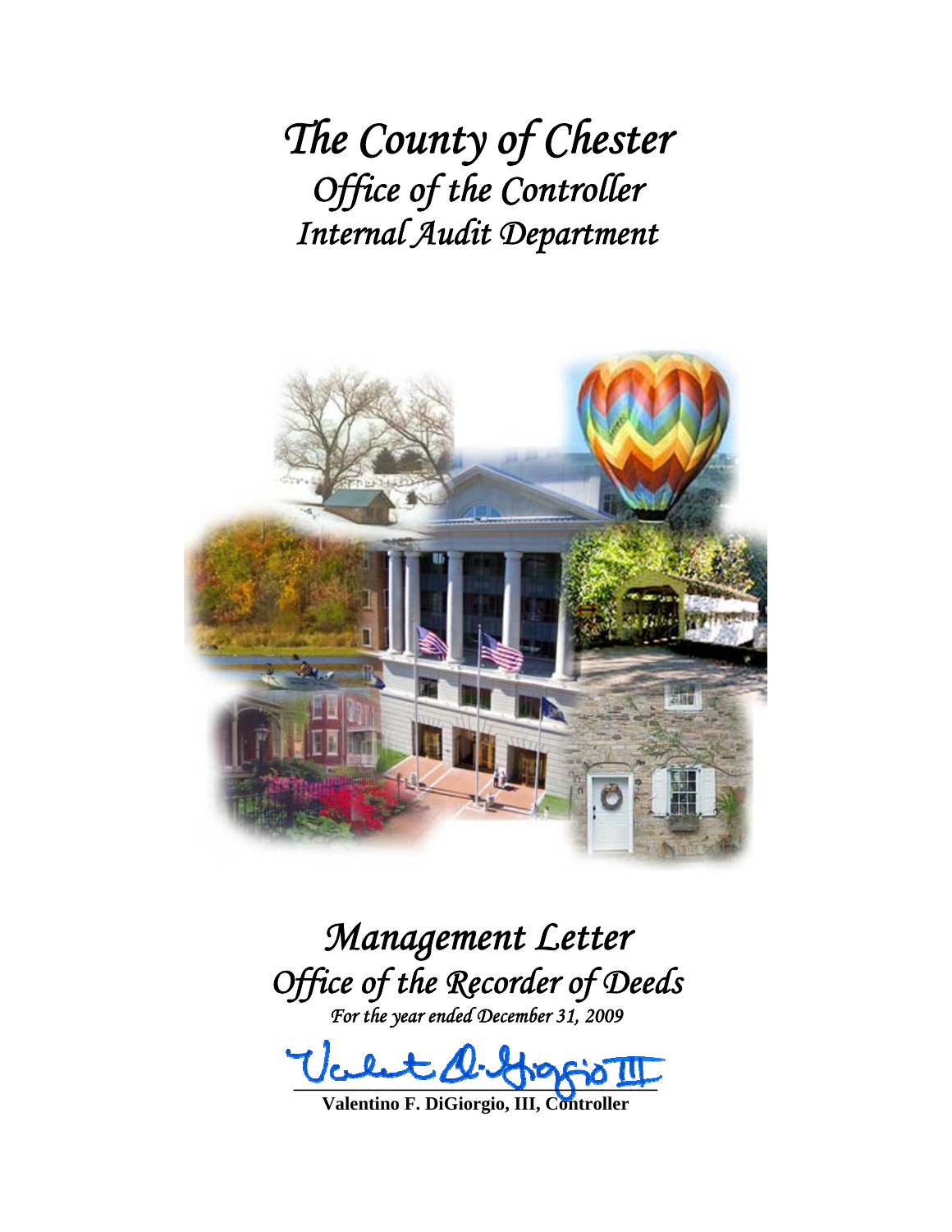# *The County of Chester*
## *Office of the Controller*
## *Internal Audit Department*

# *Management Letter*
## *Office of the Recorder of Deeds*
*For the year ended December 31, 2009*

**Valentino F. DiGiorgio, III, Controller**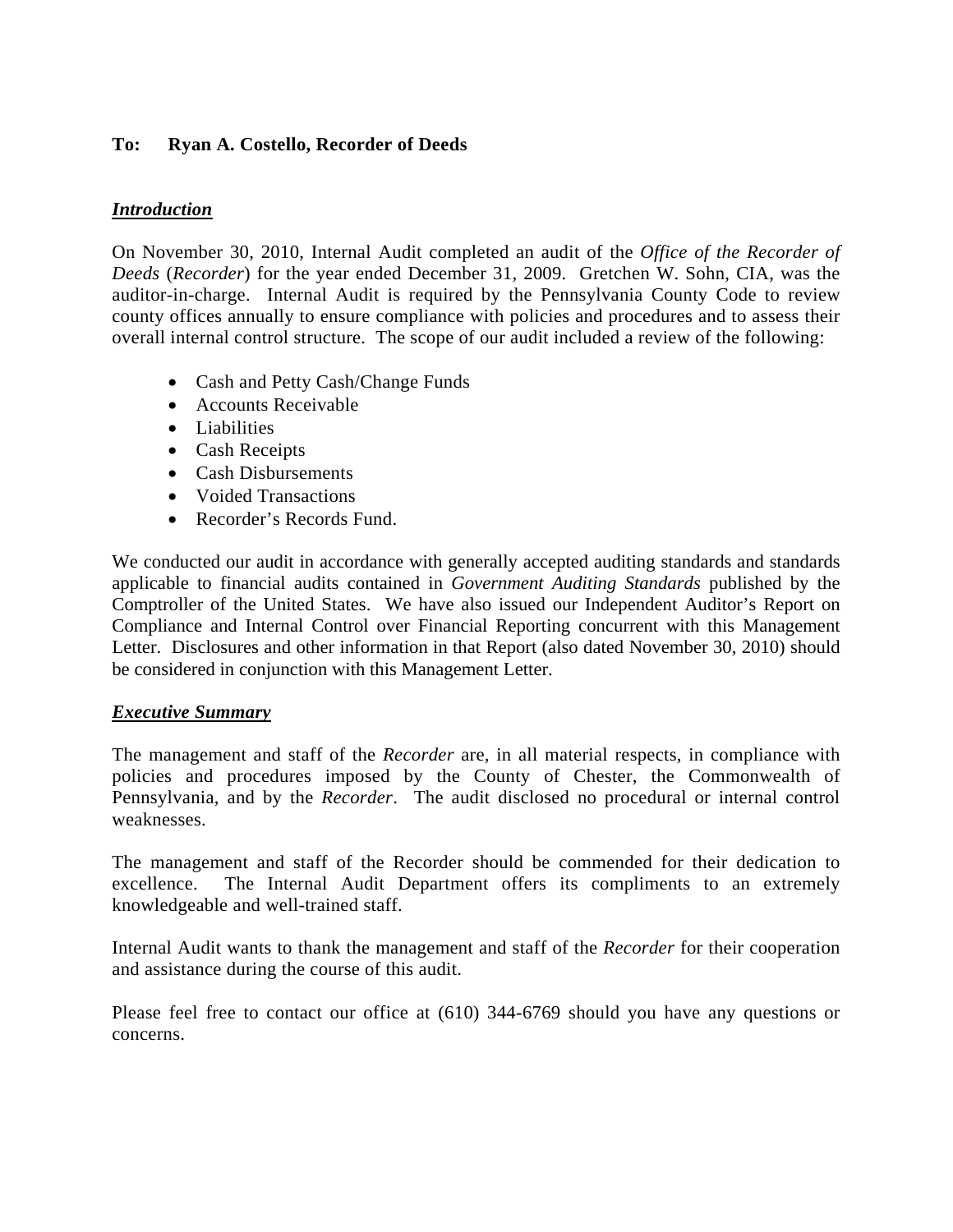**To: Ryan A. Costello, Recorder of Deeds**

***Introduction***

On November 30, 2010, Internal Audit completed an audit of the *Office of the Recorder of Deeds* (*Recorder*) for the year ended December 31, 2009. Gretchen W. Sohn, CIA, was the auditor-in-charge. Internal Audit is required by the Pennsylvania County Code to review county offices annually to ensure compliance with policies and procedures and to assess their overall internal control structure. The scope of our audit included a review of the following:

- Cash and Petty Cash/Change Funds
- Accounts Receivable
- Liabilities
- Cash Receipts
- Cash Disbursements
- Voided Transactions
- Recorder's Records Fund.

We conducted our audit in accordance with generally accepted auditing standards and standards applicable to financial audits contained in *Government Auditing Standards* published by the Comptroller of the United States. We have also issued our Independent Auditor's Report on Compliance and Internal Control over Financial Reporting concurrent with this Management Letter. Disclosures and other information in that Report (also dated November 30, 2010) should be considered in conjunction with this Management Letter.

***Executive Summary***

The management and staff of the *Recorder* are, in all material respects, in compliance with policies and procedures imposed by the County of Chester, the Commonwealth of Pennsylvania, and by the *Recorder*. The audit disclosed no procedural or internal control weaknesses.

The management and staff of the Recorder should be commended for their dedication to excellence. The Internal Audit Department offers its compliments to an extremely knowledgeable and well-trained staff.

Internal Audit wants to thank the management and staff of the *Recorder* for their cooperation and assistance during the course of this audit.

Please feel free to contact our office at (610) 344-6769 should you have any questions or concerns.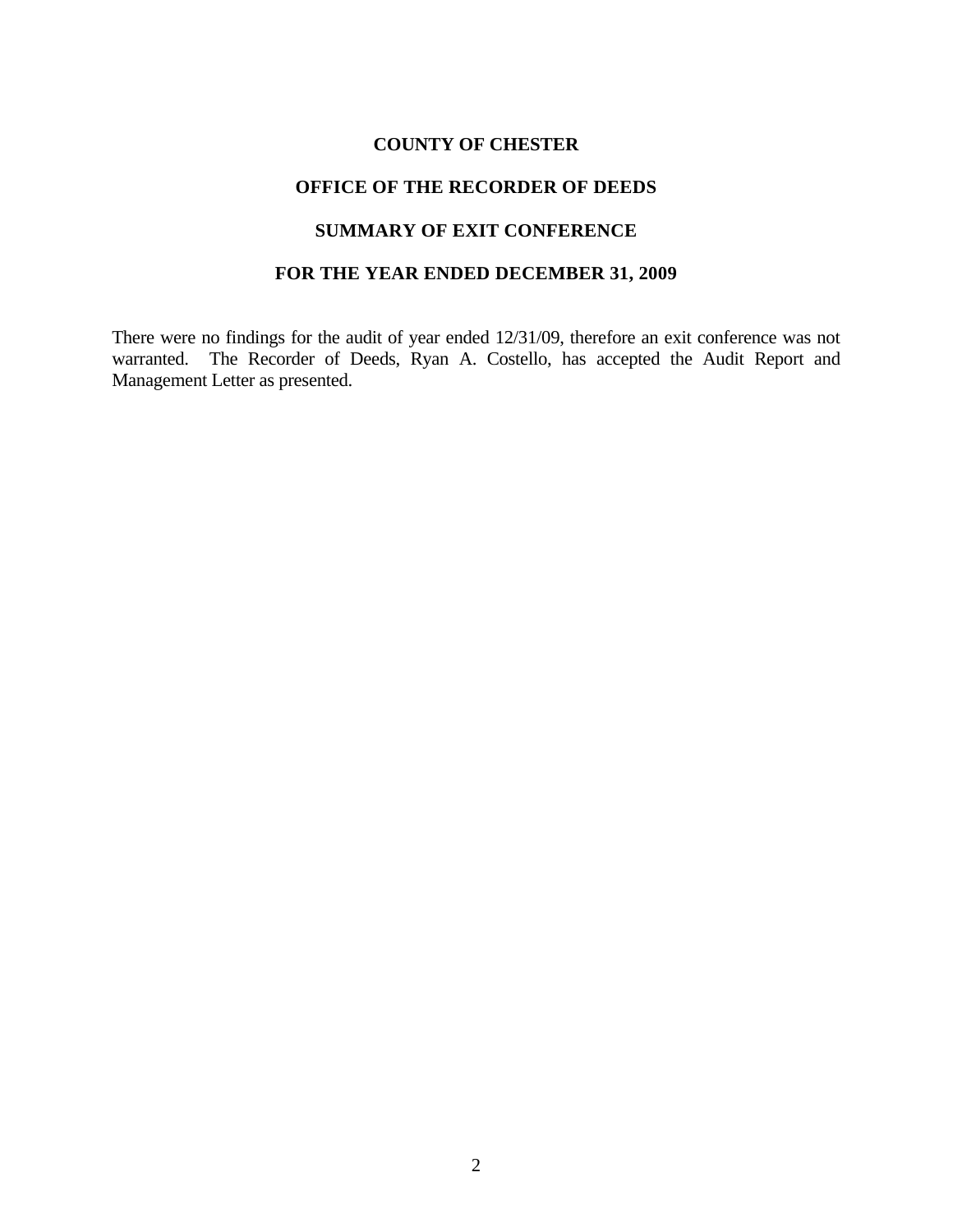# COUNTY OF CHESTER

## OFFICE OF THE RECORDER OF DEEDS

## SUMMARY OF EXIT CONFERENCE

## FOR THE YEAR ENDED DECEMBER 31, 2009

There were no findings for the audit of year ended 12/31/09, therefore an exit conference was not warranted. The Recorder of Deeds, Ryan A. Costello, has accepted the Audit Report and Management Letter as presented.